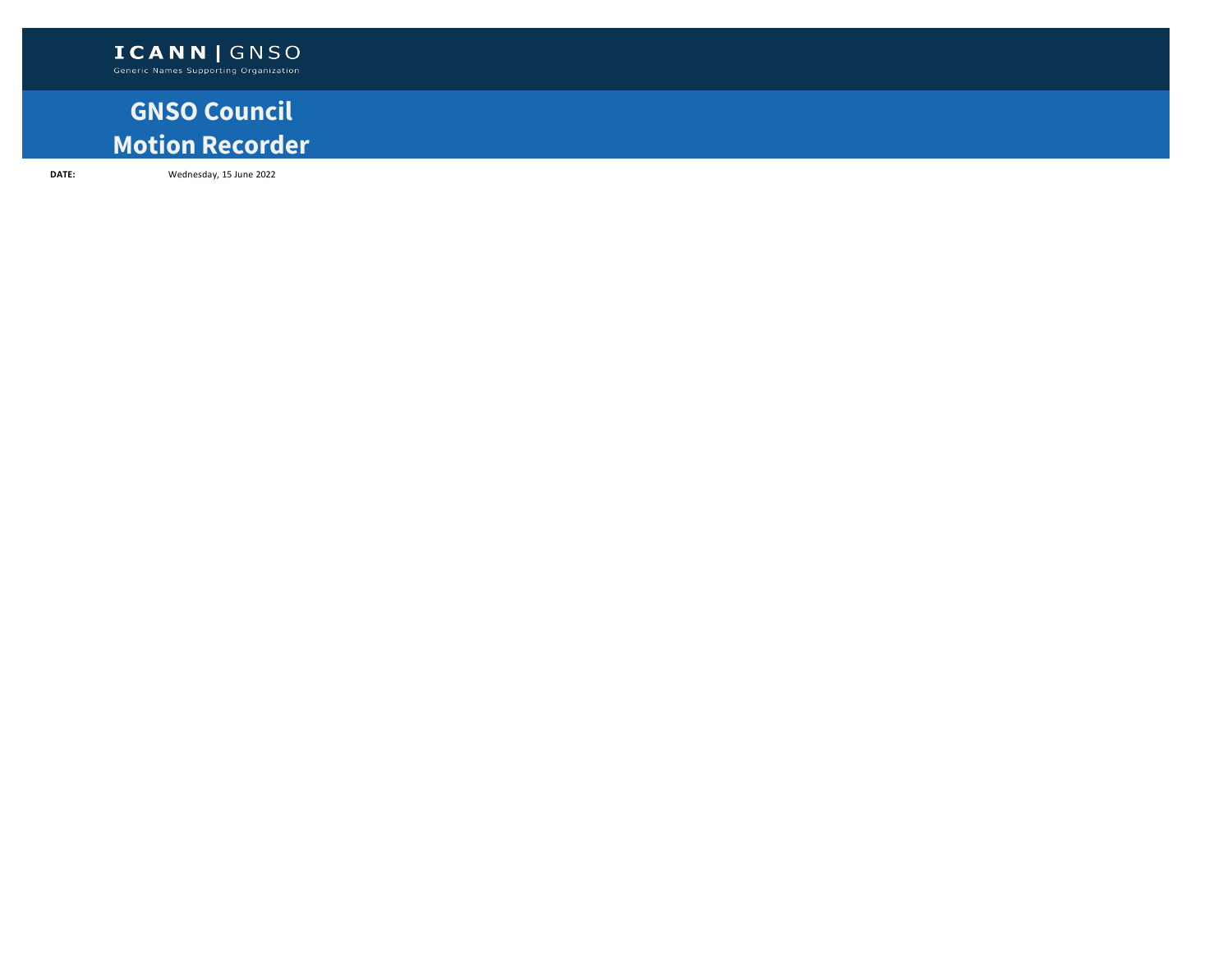**ICANN | GNSO**
Generic Names Supporting Organization

# GNSO Council
# Motion Recorder

**DATE:** Wednesday, 15 June 2022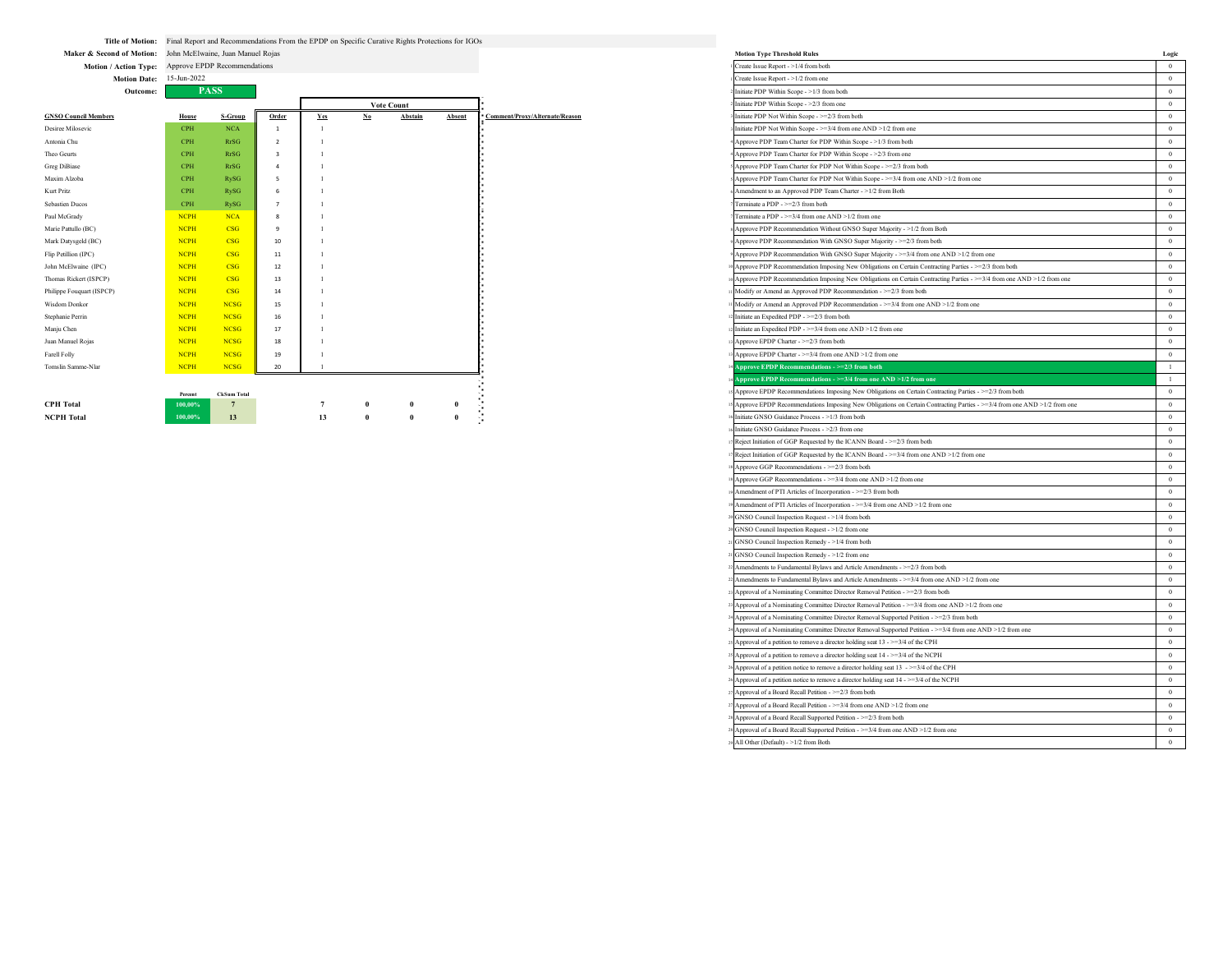| | |
|---|---|
| **Title of Motion:** | Final Report and Recommendations From the EPDP on Specific Curative Rights Protections for IGOs |
| **Maker & Second of Motion:** | John McElwaine, Juan Manuel Rojas |
| **Motion / Action Type:** | Approve EPDP Recommendations |
| **Motion Date:** | 15-Jun-2022 |
| **Outcome:** | **PASS** |

| GNSO Council Members | House | S-Group | Order | Vote Count: Yes | No | Abstain | Absent | Comment/Proxy/Alternate/Reason |
|---|---|---|---|---|---|---|---|---|
| Desiree Milosevic | CPH | NCA | 1 | 1 | | | | |
| Antonia Chu | CPH | RrSG | 2 | 1 | | | | |
| Theo Geurts | CPH | RrSG | 3 | 1 | | | | |
| Greg DiBiase | CPH | RrSG | 4 | 1 | | | | |
| Maxim Alzoba | CPH | RySG | 5 | 1 | | | | |
| Kurt Pritz | CPH | RySG | 6 | 1 | | | | |
| Sebastien Ducos | CPH | RySG | 7 | 1 | | | | |
| Paul McGrady | NCPH | NCA | 8 | 1 | | | | |
| Marie Pattullo (BC) | NCPH | CSG | 9 | 1 | | | | |
| Mark Datysgeld (BC) | NCPH | CSG | 10 | 1 | | | | |
| Flip Petillion (IPC) | NCPH | CSG | 11 | 1 | | | | |
| John McElwaine (IPC) | NCPH | CSG | 12 | 1 | | | | |
| Thomas Rickert (ISPCP) | NCPH | CSG | 13 | 1 | | | | |
| Philippe Fouquart (ISPCP) | NCPH | CSG | 14 | 1 | | | | |
| Wisdom Donkor | NCPH | NCSG | 15 | 1 | | | | |
| Stephanie Perrin | NCPH | NCSG | 16 | 1 | | | | |
| Manju Chen | NCPH | NCSG | 17 | 1 | | | | |
| Juan Manuel Rojas | NCPH | NCSG | 18 | 1 | | | | |
| Farell Folly | NCPH | NCSG | 19 | 1 | | | | |
| Tomslin Samme-Nlar | NCPH | NCSG | 20 | 1 | | | | |

| | Percent | CkSum Total | Yes | No | Abstain | Absent |
|---|---|---|---|---|---|---|
| **CPH Total** | 100,00% | 7 | 7 | 0 | 0 | 0 |
| **NCPH Total** | 100,00% | 13 | 13 | 0 | 0 | 0 |

| # | Motion Type Threshold Rules | Logic |
|---|---|---|
| 1 | Create Issue Report - >1/4 from both | 0 |
| 1 | Create Issue Report - >1/2 from one | 0 |
| 2 | Initiate PDP Within Scope - >1/3 from both | 0 |
| 2 | Initiate PDP Within Scope - >2/3 from one | 0 |
| 3 | Initiate PDP Not Within Scope - >=2/3 from both | 0 |
| 3 | Initiate PDP Not Within Scope - >=3/4 from one AND >1/2 from one | 0 |
| 4 | Approve PDP Team Charter for PDP Within Scope - >1/3 from both | 0 |
| 4 | Approve PDP Team Charter for PDP Within Scope - >2/3 from one | 0 |
| 5 | Approve PDP Team Charter for PDP Not Within Scope - >=2/3 from both | 0 |
| 5 | Approve PDP Team Charter for PDP Not Within Scope - >=3/4 from one AND >1/2 from one | 0 |
| 6 | Amendment to an Approved PDP Team Charter - >1/2 from Both | 0 |
| 7 | Terminate a PDP - >=2/3 from both | 0 |
| 7 | Terminate a PDP - >=3/4 from one AND >1/2 from one | 0 |
| 8 | Approve PDP Recommendation Without GNSO Super Majority - >1/2 from Both | 0 |
| 9 | Approve PDP Recommendation With GNSO Super Majority - >=2/3 from both | 0 |
| 9 | Approve PDP Recommendation With GNSO Super Majority - >=3/4 from one AND >1/2 from one | 0 |
| 10 | Approve PDP Recommendation Imposing New Obligations on Certain Contracting Parties - >=2/3 from both | 0 |
| 10 | Approve PDP Recommendation Imposing New Obligations on Certain Contracting Parties - >=3/4 from one AND >1/2 from one | 0 |
| 11 | Modify or Amend an Approved PDP Recommendation - >=2/3 from both | 0 |
| 11 | Modify or Amend an Approved PDP Recommendation - >=3/4 from one AND >1/2 from one | 0 |
| 12 | Initiate an Expedited PDP - >=2/3 from both | 0 |
| 12 | Initiate an Expedited PDP - >=3/4 from one AND >1/2 from one | 0 |
| 13 | Approve EPDP Charter - >=2/3 from both | 0 |
| 13 | Approve EPDP Charter - >=3/4 from one AND >1/2 from one | 0 |
| 14 | **Approve EPDP Recommendations - >=2/3 from both** | 1 |
| 14 | **Approve EPDP Recommendations - >=3/4 from one AND >1/2 from one** | 1 |
| 15 | Approve EPDP Recommendations Imposing New Obligations on Certain Contracting Parties - >=2/3 from both | 0 |
| 15 | Approve EPDP Recommendations Imposing New Obligations on Certain Contracting Parties - >=3/4 from one AND >1/2 from one | 0 |
| 16 | Initiate GNSO Guidance Process - >1/3 from both | 0 |
| 16 | Initiate GNSO Guidance Process - >2/3 from one | 0 |
| 17 | Reject Initiation of GGP Requested by the ICANN Board - >=2/3 from both | 0 |
| 17 | Reject Initiation of GGP Requested by the ICANN Board - >=3/4 from one AND >1/2 from one | 0 |
| 18 | Approve GGP Recommendations - >=2/3 from both | 0 |
| 18 | Approve GGP Recommendations - >=3/4 from one AND >1/2 from one | 0 |
| 19 | Amendment of PTI Articles of Incorporation - >=2/3 from both | 0 |
| 19 | Amendment of PTI Articles of Incorporation - >=3/4 from one AND >1/2 from one | 0 |
| 20 | GNSO Council Inspection Request - >1/4 from both | 0 |
| 20 | GNSO Council Inspection Request - >1/2 from one | 0 |
| 21 | GNSO Council Inspection Remedy - >1/4 from both | 0 |
| 21 | GNSO Council Inspection Remedy - >1/2 from one | 0 |
| 22 | Amendments to Fundamental Bylaws and Article Amendments - >=2/3 from both | 0 |
| 22 | Amendments to Fundamental Bylaws and Article Amendments - >=3/4 from one AND >1/2 from one | 0 |
| 23 | Approval of a Nominating Committee Director Removal Petition - >=2/3 from both | 0 |
| 23 | Approval of a Nominating Committee Director Removal Petition - >=3/4 from one AND >1/2 from one | 0 |
| 24 | Approval of a Nominating Committee Director Removal Supported Petition - >=2/3 from both | 0 |
| 24 | Approval of a Nominating Committee Director Removal Supported Petition - >=3/4 from one AND >1/2 from one | 0 |
| 25 | Approval of a petition to remove a director holding seat 13 - >=3/4 of the CPH | 0 |
| 25 | Approval of a petition to remove a director holding seat 14 - >=3/4 of the NCPH | 0 |
| 26 | Approval of a petition notice to remove a director holding seat 13 - >=3/4 of the CPH | 0 |
| 26 | Approval of a petition notice to remove a director holding seat 14 - >=3/4 of the NCPH | 0 |
| 27 | Approval of a Board Recall Petition - >=2/3 from both | 0 |
| 27 | Approval of a Board Recall Petition - >=3/4 from one AND >1/2 from one | 0 |
| 28 | Approval of a Board Recall Supported Petition - >=2/3 from both | 0 |
| 28 | Approval of a Board Recall Supported Petition - >=3/4 from one AND >1/2 from one | 0 |
| 29 | All Other (Default) - >1/2 from Both | 0 |